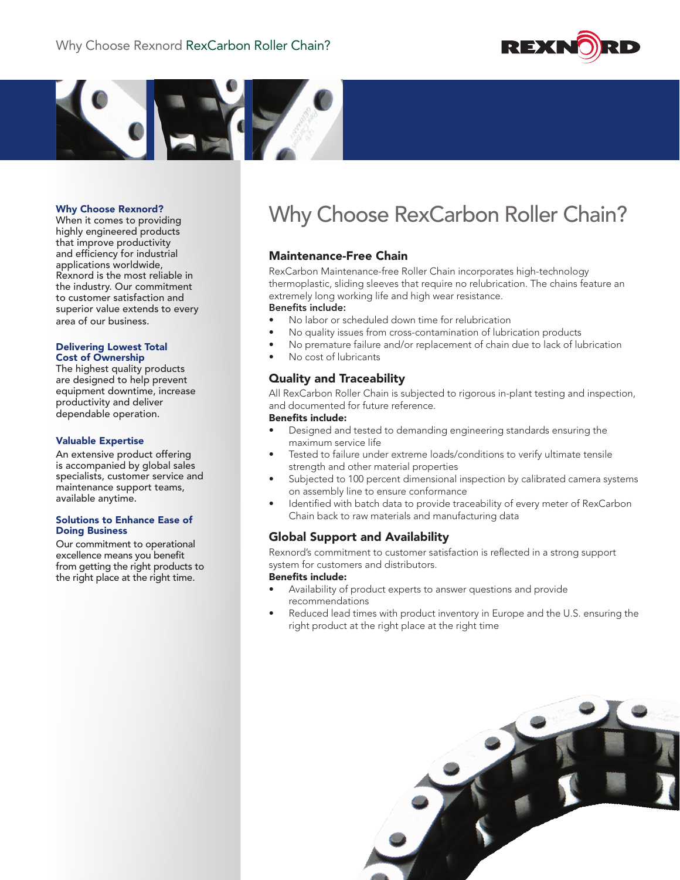# Why Choose RexCarbon Roller Chain?

## Maintenance-Free Chain

RexCarbon Maintenance-free Roller Chain incorporates high-technology thermoplastic, sliding sleeves that require no relubrication. The chains feature an extremely long working life and high wear resistance.

**Benefits include:**

- No labor or scheduled down time for relubrication
- No quality issues from cross-contamination of lubrication products
- No premature failure and/or replacement of chain due to lack of lubrication
- No cost of lubricants

## Quality and Traceability

All RexCarbon Roller Chain is subjected to rigorous in-plant testing and inspection, and documented for future reference.

**Benefits include:**

- Designed and tested to demanding engineering standards ensuring the maximum service life
- Tested to failure under extreme loads/conditions to verify ultimate tensile strength and other material properties
- Subjected to 100 percent dimensional inspection by calibrated camera systems on assembly line to ensure conformance
- Identified with batch data to provide traceability of every meter of RexCarbon Chain back to raw materials and manufacturing data

## Global Support and Availability

Rexnord's commitment to customer satisfaction is reflected in a strong support system for customers and distributors.

**Benefits include:**

- Availability of product experts to answer questions and provide recommendations
- Reduced lead times with product inventory in Europe and the U.S. ensuring the right product at the right place at the right time

### Why Choose Rexnord?

When it comes to providing highly engineered products that improve productivity and efficiency for industrial applications worldwide, Rexnord is the most reliable in the industry. Our commitment to customer satisfaction and superior value extends to every area of our business.

### Delivering Lowest Total Cost of Ownership

The highest quality products are designed to help prevent equipment downtime, increase productivity and deliver dependable operation.

### Valuable Expertise

An extensive product offering is accompanied by global sales specialists, customer service and maintenance support teams, available anytime.

### Solutions to Enhance Ease of Doing Business

Our commitment to operational excellence means you benefit from getting the right products to the right place at the right time.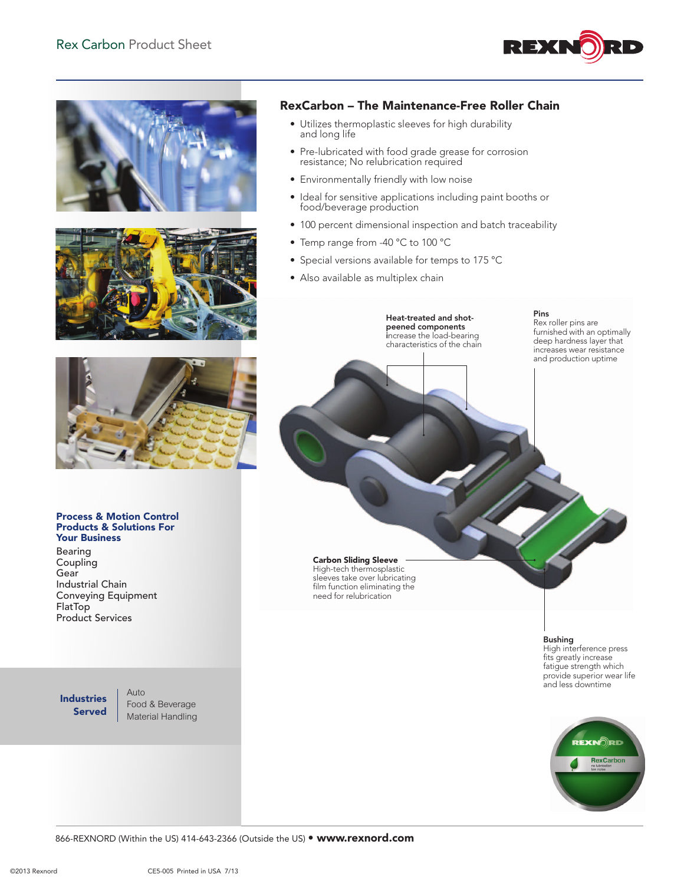# RexCarbon – The Maintenance-Free Roller Chain

- Utilizes thermoplastic sleeves for high durability and long life
- Pre-lubricated with food grade grease for corrosion resistance; No relubrication required
- Environmentally friendly with low noise
- Ideal for sensitive applications including paint booths or food/beverage production
- 100 percent dimensional inspection and batch traceability
- Temp range from -40 °C to 100 °C
- Special versions available for temps to 175 °C
- Also available as multiplex chain

**Heat-treated and shot-peened components** increase the load-bearing characteristics of the chain

**Pins**
Rex roller pins are furnished with an optimally deep hardness layer that increases wear resistance and production uptime

**Carbon Sliding Sleeve**
High-tech thermosplastic sleeves take over lubricating film function eliminating the need for relubrication

**Bushing**
High interference press fits greatly increase fatigue strength which provide superior wear life and less downtime

## Process & Motion Control Products & Solutions For Your Business

Bearing
Coupling
Gear
Industrial Chain
Conveying Equipment
FlatTop
Product Services

**Industries Served**

Auto
Food & Beverage
Material Handling

866-REXNORD (Within the US) 414-643-2366 (Outside the US) • **www.rexnord.com**

©2013 Rexnord CE5-005 Printed in USA 7/13